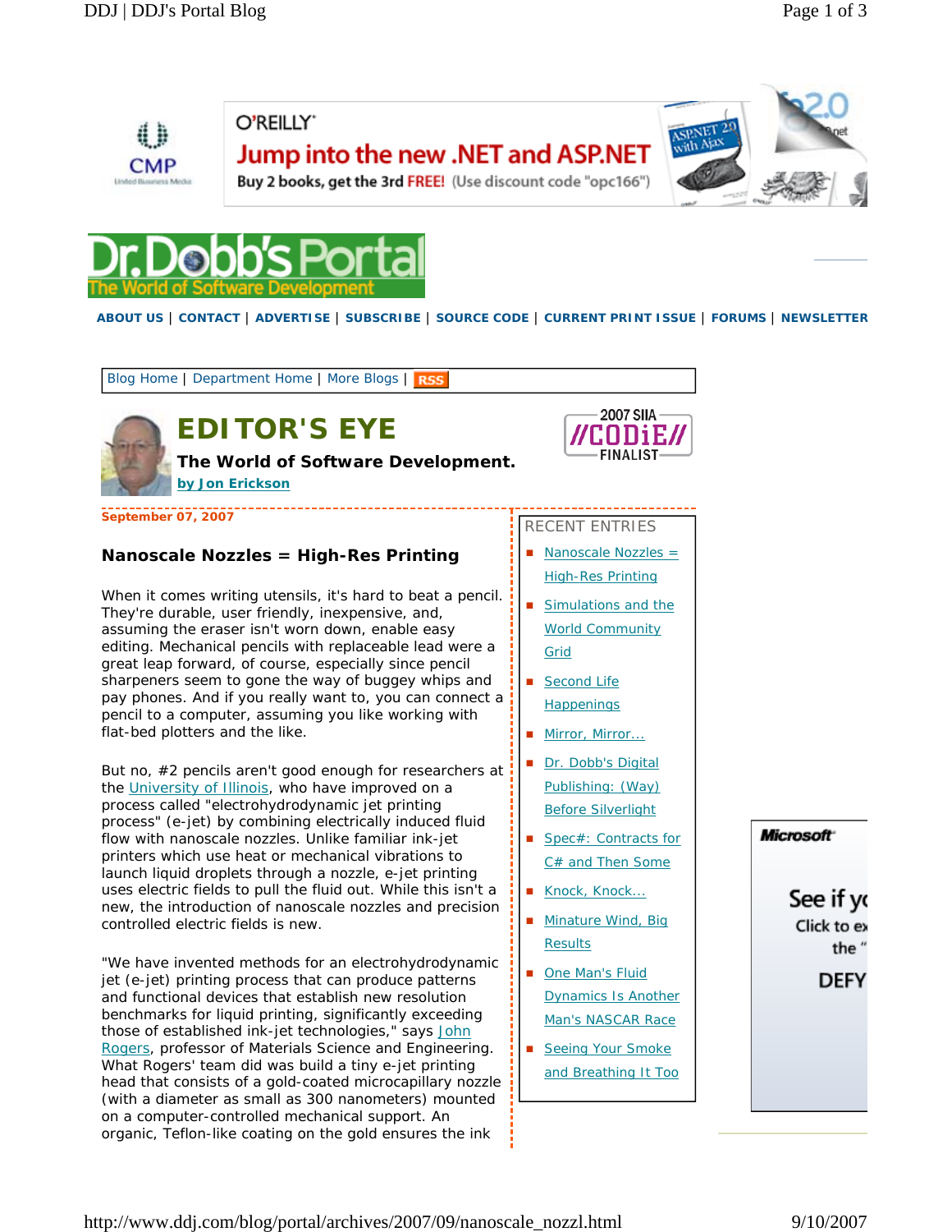O'REILLY

Jump into the new .NET and ASP.NET

Buy 2 books, get the 3rd FREE! (Use discount code "opc166")

Dr.Dobb's Portal
The World of Software Development

ABOUT US | CONTACT | ADVERTISE | SUBSCRIBE | SOURCE CODE | CURRENT PRINT ISSUE | FORUMS | NEWSLETTER

Blog Home | Department Home | More Blogs | RSS

# EDITOR'S EYE

**The World of Software Development.**

by Jon Erickson

2007 SIIA CODiE FINALIST

**September 07, 2007**

## Nanoscale Nozzles = High-Res Printing

When it comes writing utensils, it's hard to beat a pencil. They're durable, user friendly, inexpensive, and, assuming the eraser isn't worn down, enable easy editing. Mechanical pencils with replaceable lead were a great leap forward, of course, especially since pencil sharpeners seem to gone the way of buggey whips and pay phones. And if you really want to, you can connect a pencil to a computer, assuming you like working with flat-bed plotters and the like.

But no, #2 pencils aren't good enough for researchers at the University of Illinois, who have improved on a process called "electrohydrodynamic jet printing process" (e-jet) by combining electrically induced fluid flow with nanoscale nozzles. Unlike familiar ink-jet printers which use heat or mechanical vibrations to launch liquid droplets through a nozzle, e-jet printing uses electric fields to pull the fluid out. While this isn't a new, the introduction of nanoscale nozzles and precision controlled electric fields is new.

"We have invented methods for an electrohydrodynamic jet (e-jet) printing process that can produce patterns and functional devices that establish new resolution benchmarks for liquid printing, significantly exceeding those of established ink-jet technologies," says John Rogers, professor of Materials Science and Engineering. What Rogers' team did was build a tiny e-jet printing head that consists of a gold-coated microcapillary nozzle (with a diameter as small as 300 nanometers) mounted on a computer-controlled mechanical support. An organic, Teflon-like coating on the gold ensures the ink

RECENT ENTRIES

- Nanoscale Nozzles = High-Res Printing
- Simulations and the World Community Grid
- Second Life Happenings
- Mirror, Mirror...
- Dr. Dobb's Digital Publishing: (Way) Before Silverlight
- Spec#: Contracts for C# and Then Some
- Knock, Knock...
- Minature Wind, Big Results
- One Man's Fluid Dynamics Is Another Man's NASCAR Race
- Seeing Your Smoke and Breathing It Too

Microsoft

See if y
Click to e
the "
DEFY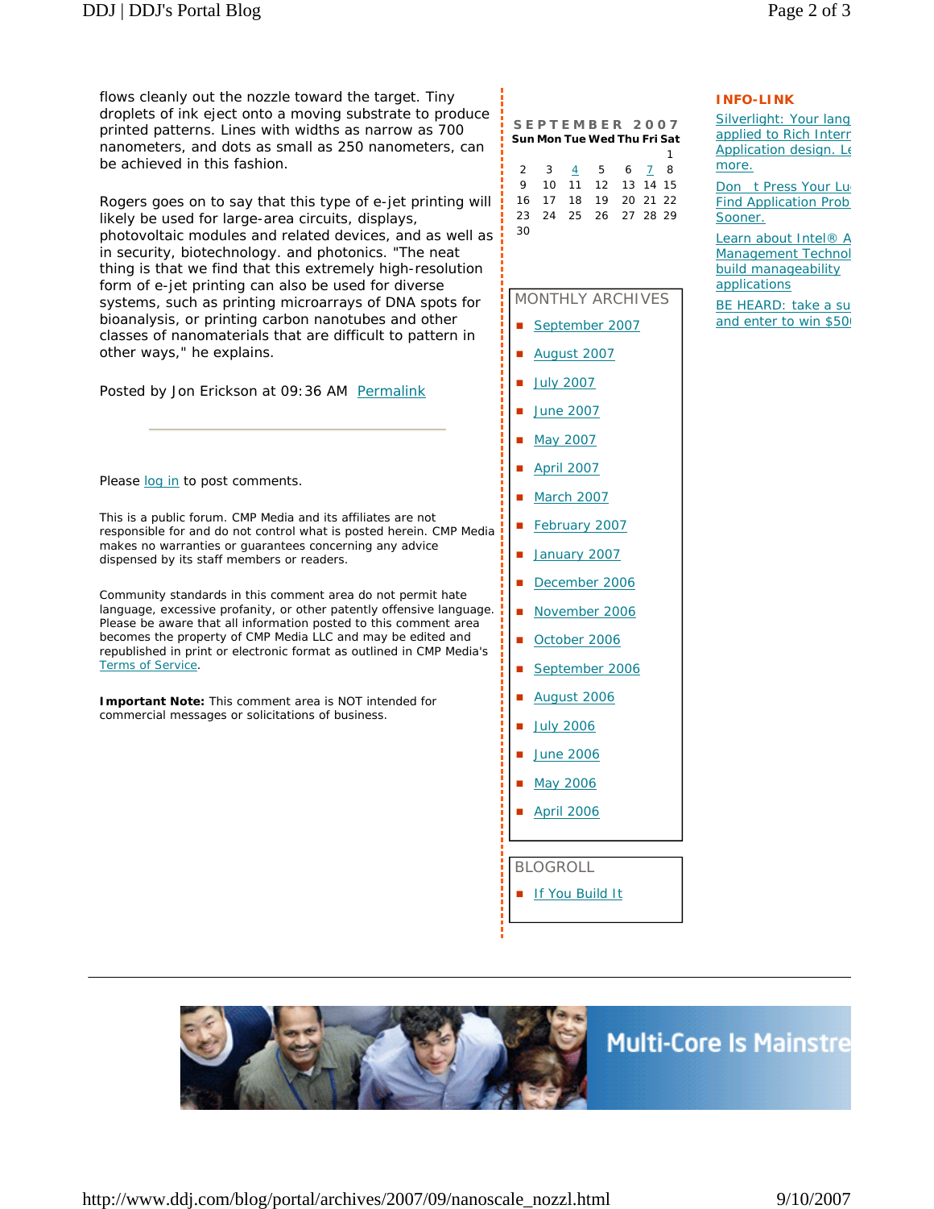flows cleanly out the nozzle toward the target. Tiny droplets of ink eject onto a moving substrate to produce printed patterns. Lines with widths as narrow as 700 nanometers, and dots as small as 250 nanometers, can be achieved in this fashion.

Rogers goes on to say that this type of e-jet printing will likely be used for large-area circuits, displays, photovoltaic modules and related devices, and as well as in security, biotechnology. and photonics. "The neat thing is that we find that this extremely high-resolution form of e-jet printing can also be used for diverse systems, such as printing microarrays of DNA spots for bioanalysis, or printing carbon nanotubes and other classes of nanomaterials that are difficult to pattern in other ways," he explains.

Posted by Jon Erickson at 09:36 AM Permalink

---

Please log in to post comments.

This is a public forum. CMP Media and its affiliates are not responsible for and do not control what is posted herein. CMP Media makes no warranties or guarantees concerning any advice dispensed by its staff members or readers.

Community standards in this comment area do not permit hate language, excessive profanity, or other patently offensive language. Please be aware that all information posted to this comment area becomes the property of CMP Media LLC and may be edited and republished in print or electronic format as outlined in CMP Media's Terms of Service.

**Important Note:** This comment area is NOT intended for commercial messages or solicitations of business.

**SEPTEMBER 2007**

| Sun | Mon | Tue | Wed | Thu | Fri | Sat |
|---|---|---|---|---|---|---|
| | | | | | | 1 |
| 2 | 3 | 4 | 5 | 6 | 7 | 8 |
| 9 | 10 | 11 | 12 | 13 | 14 | 15 |
| 16 | 17 | 18 | 19 | 20 | 21 | 22 |
| 23 | 24 | 25 | 26 | 27 | 28 | 29 |
| 30 | | | | | | |

## MONTHLY ARCHIVES

- September 2007
- August 2007
- July 2007
- June 2007
- May 2007
- April 2007
- March 2007
- February 2007
- January 2007
- December 2006
- November 2006
- October 2006
- September 2006
- August 2006
- July 2006
- June 2006
- May 2006
- April 2006

## BLOGROLL

- If You Build It

## INFO-LINK

Silverlight: Your lang applied to Rich Interr Application design. Le more.

Don t Press Your Lu Find Application Prob Sooner.

Learn about Intel® A Management Technol build manageability applications

BE HEARD: take a su and enter to win $50

Multi-Core Is Mainstre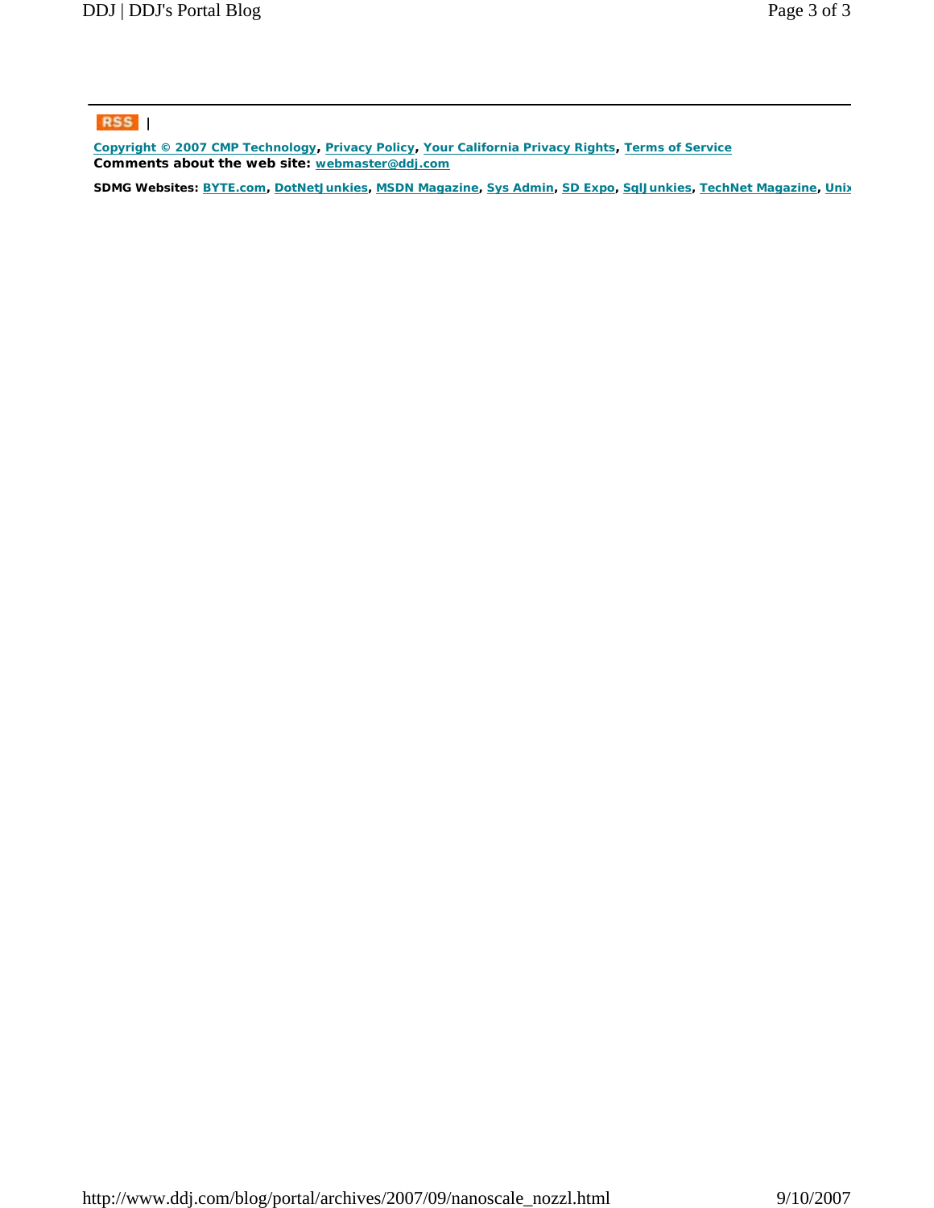RSS |

Copyright © 2007 CMP Technology, Privacy Policy, Your California Privacy Rights, Terms of Service
**Comments about the web site:** webmaster@ddj.com

**SDMG Websites:** BYTE.com, DotNetJunkies, MSDN Magazine, Sys Admin, SD Expo, SqlJunkies, TechNet Magazine, Unix